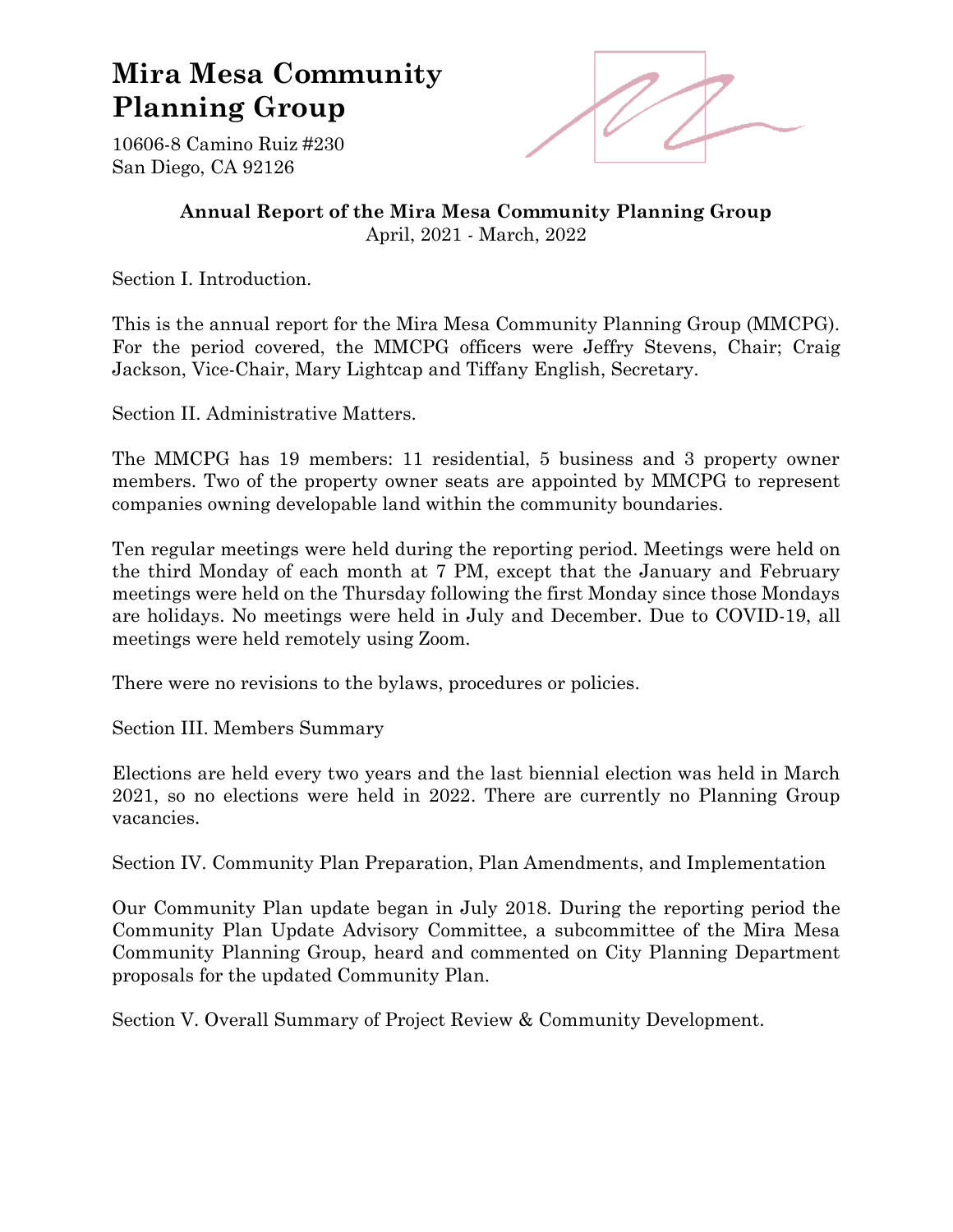# Mira Mesa Community Planning Group

10606-8 Camino Ruiz #230
San Diego, CA 92126

**Annual Report of the Mira Mesa Community Planning Group**
April, 2021 - March, 2022

Section I. Introduction.

This is the annual report for the Mira Mesa Community Planning Group (MMCPG). For the period covered, the MMCPG officers were Jeffry Stevens, Chair; Craig Jackson, Vice-Chair, Mary Lightcap and Tiffany English, Secretary.

Section II. Administrative Matters.

The MMCPG has 19 members: 11 residential, 5 business and 3 property owner members. Two of the property owner seats are appointed by MMCPG to represent companies owning developable land within the community boundaries.

Ten regular meetings were held during the reporting period. Meetings were held on the third Monday of each month at 7 PM, except that the January and February meetings were held on the Thursday following the first Monday since those Mondays are holidays. No meetings were held in July and December. Due to COVID-19, all meetings were held remotely using Zoom.

There were no revisions to the bylaws, procedures or policies.

Section III. Members Summary

Elections are held every two years and the last biennial election was held in March 2021, so no elections were held in 2022. There are currently no Planning Group vacancies.

Section IV. Community Plan Preparation, Plan Amendments, and Implementation

Our Community Plan update began in July 2018. During the reporting period the Community Plan Update Advisory Committee, a subcommittee of the Mira Mesa Community Planning Group, heard and commented on City Planning Department proposals for the updated Community Plan.

Section V. Overall Summary of Project Review & Community Development.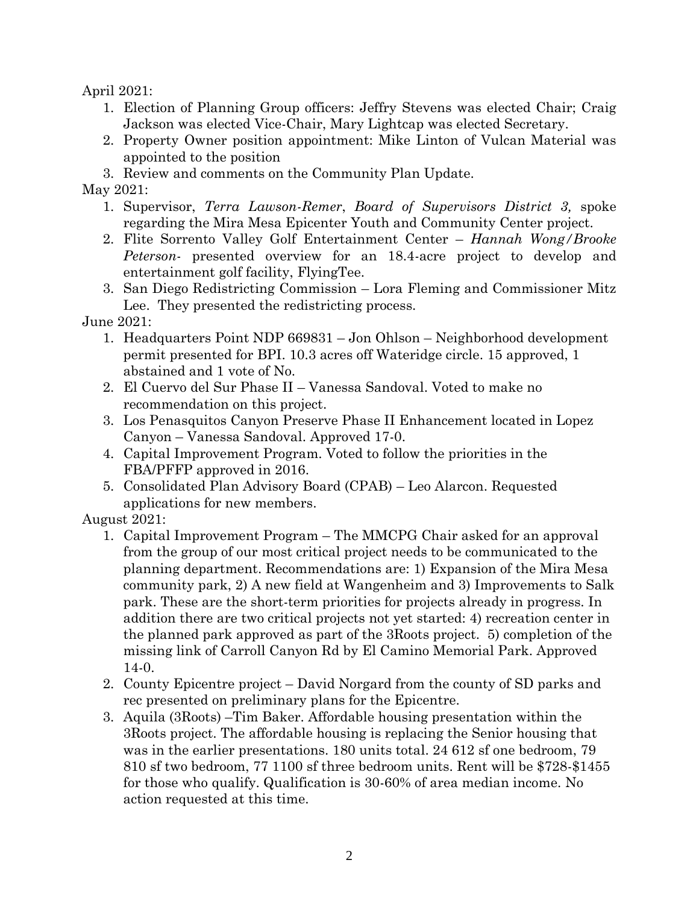April 2021:

1. Election of Planning Group officers: Jeffry Stevens was elected Chair; Craig Jackson was elected Vice-Chair, Mary Lightcap was elected Secretary.
2. Property Owner position appointment: Mike Linton of Vulcan Material was appointed to the position
3. Review and comments on the Community Plan Update.

May 2021:

1. Supervisor, *Terra Lawson-Remer*, *Board of Supervisors District 3,* spoke regarding the Mira Mesa Epicenter Youth and Community Center project.
2. Flite Sorrento Valley Golf Entertainment Center – *Hannah Wong/Brooke Peterson-* presented overview for an 18.4-acre project to develop and entertainment golf facility, FlyingTee.
3. San Diego Redistricting Commission – Lora Fleming and Commissioner Mitz Lee. They presented the redistricting process.

June 2021:

1. Headquarters Point NDP 669831 – Jon Ohlson – Neighborhood development permit presented for BPI. 10.3 acres off Wateridge circle. 15 approved, 1 abstained and 1 vote of No.
2. El Cuervo del Sur Phase II – Vanessa Sandoval. Voted to make no recommendation on this project.
3. Los Penasquitos Canyon Preserve Phase II Enhancement located in Lopez Canyon – Vanessa Sandoval. Approved 17-0.
4. Capital Improvement Program. Voted to follow the priorities in the FBA/PFFP approved in 2016.
5. Consolidated Plan Advisory Board (CPAB) – Leo Alarcon. Requested applications for new members.

August 2021:

1. Capital Improvement Program – The MMCPG Chair asked for an approval from the group of our most critical project needs to be communicated to the planning department. Recommendations are: 1) Expansion of the Mira Mesa community park, 2) A new field at Wangenheim and 3) Improvements to Salk park. These are the short-term priorities for projects already in progress. In addition there are two critical projects not yet started: 4) recreation center in the planned park approved as part of the 3Roots project. 5) completion of the missing link of Carroll Canyon Rd by El Camino Memorial Park. Approved 14-0.
2. County Epicentre project – David Norgard from the county of SD parks and rec presented on preliminary plans for the Epicentre.
3. Aquila (3Roots) –Tim Baker. Affordable housing presentation within the 3Roots project. The affordable housing is replacing the Senior housing that was in the earlier presentations. 180 units total. 24 612 sf one bedroom, 79 810 sf two bedroom, 77 1100 sf three bedroom units. Rent will be $728-$1455 for those who qualify. Qualification is 30-60% of area median income. No action requested at this time.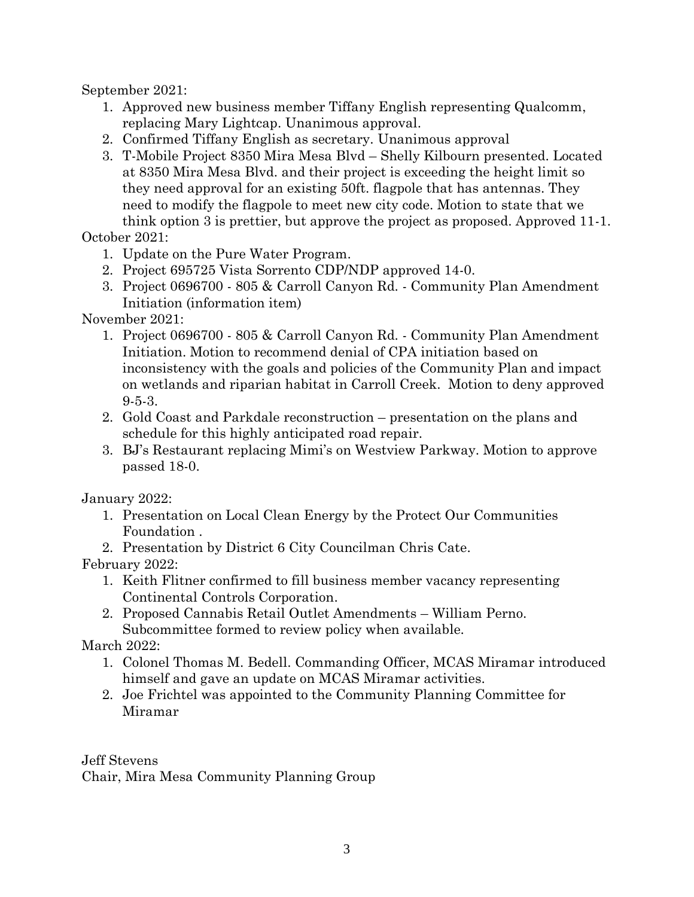September 2021:

1. Approved new business member Tiffany English representing Qualcomm, replacing Mary Lightcap. Unanimous approval.
2. Confirmed Tiffany English as secretary. Unanimous approval
3. T-Mobile Project 8350 Mira Mesa Blvd – Shelly Kilbourn presented. Located at 8350 Mira Mesa Blvd. and their project is exceeding the height limit so they need approval for an existing 50ft. flagpole that has antennas. They need to modify the flagpole to meet new city code. Motion to state that we think option 3 is prettier, but approve the project as proposed. Approved 11-1.

October 2021:

1. Update on the Pure Water Program.
2. Project 695725 Vista Sorrento CDP/NDP approved 14-0.
3. Project 0696700 - 805 & Carroll Canyon Rd. - Community Plan Amendment Initiation (information item)

November 2021:

1. Project 0696700 - 805 & Carroll Canyon Rd. - Community Plan Amendment Initiation. Motion to recommend denial of CPA initiation based on inconsistency with the goals and policies of the Community Plan and impact on wetlands and riparian habitat in Carroll Creek. Motion to deny approved 9-5-3.
2. Gold Coast and Parkdale reconstruction – presentation on the plans and schedule for this highly anticipated road repair.
3. BJ's Restaurant replacing Mimi's on Westview Parkway. Motion to approve passed 18-0.

January 2022:

1. Presentation on Local Clean Energy by the Protect Our Communities Foundation .
2. Presentation by District 6 City Councilman Chris Cate.

February 2022:

1. Keith Flitner confirmed to fill business member vacancy representing Continental Controls Corporation.
2. Proposed Cannabis Retail Outlet Amendments – William Perno. Subcommittee formed to review policy when available.

March 2022:

1. Colonel Thomas M. Bedell. Commanding Officer, MCAS Miramar introduced himself and gave an update on MCAS Miramar activities.
2. Joe Frichtel was appointed to the Community Planning Committee for Miramar

Jeff Stevens
Chair, Mira Mesa Community Planning Group